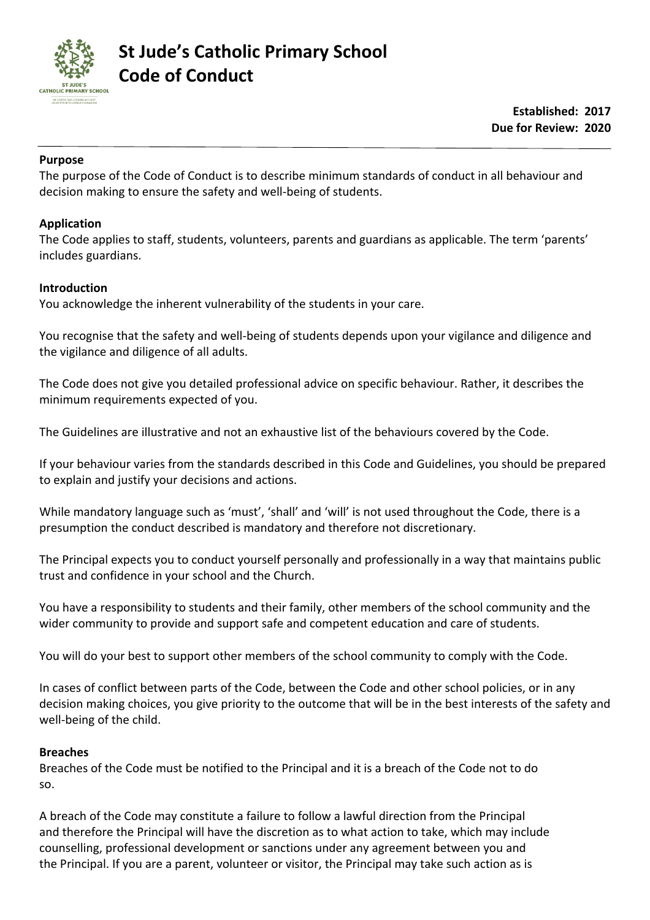# St Jude's Catholic Primary School Code of Conduct

**Established: 2017**
**Due for Review: 2020**

---

**Purpose**

The purpose of the Code of Conduct is to describe minimum standards of conduct in all behaviour and decision making to ensure the safety and well-being of students.

**Application**

The Code applies to staff, students, volunteers, parents and guardians as applicable. The term 'parents' includes guardians.

**Introduction**

You acknowledge the inherent vulnerability of the students in your care.

You recognise that the safety and well-being of students depends upon your vigilance and diligence and the vigilance and diligence of all adults.

The Code does not give you detailed professional advice on specific behaviour. Rather, it describes the minimum requirements expected of you.

The Guidelines are illustrative and not an exhaustive list of the behaviours covered by the Code.

If your behaviour varies from the standards described in this Code and Guidelines, you should be prepared to explain and justify your decisions and actions.

While mandatory language such as 'must', 'shall' and 'will' is not used throughout the Code, there is a presumption the conduct described is mandatory and therefore not discretionary.

The Principal expects you to conduct yourself personally and professionally in a way that maintains public trust and confidence in your school and the Church.

You have a responsibility to students and their family, other members of the school community and the wider community to provide and support safe and competent education and care of students.

You will do your best to support other members of the school community to comply with the Code.

In cases of conflict between parts of the Code, between the Code and other school policies, or in any decision making choices, you give priority to the outcome that will be in the best interests of the safety and well-being of the child.

**Breaches**

Breaches of the Code must be notified to the Principal and it is a breach of the Code not to do so.

A breach of the Code may constitute a failure to follow a lawful direction from the Principal and therefore the Principal will have the discretion as to what action to take, which may include counselling, professional development or sanctions under any agreement between you and the Principal. If you are a parent, volunteer or visitor, the Principal may take such action as is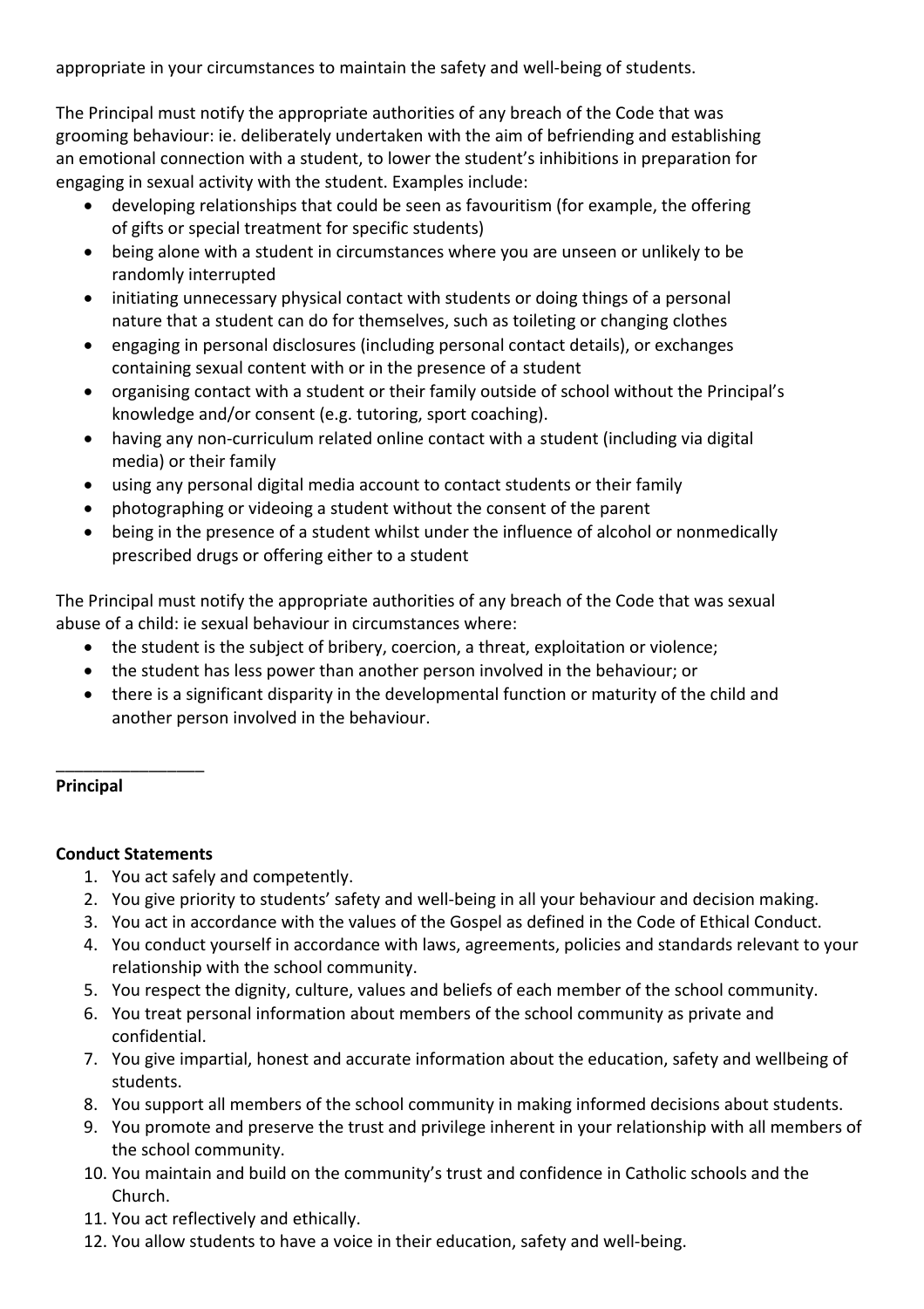appropriate in your circumstances to maintain the safety and well-being of students.

The Principal must notify the appropriate authorities of any breach of the Code that was grooming behaviour: ie. deliberately undertaken with the aim of befriending and establishing an emotional connection with a student, to lower the student's inhibitions in preparation for engaging in sexual activity with the student. Examples include:

- developing relationships that could be seen as favouritism (for example, the offering of gifts or special treatment for specific students)
- being alone with a student in circumstances where you are unseen or unlikely to be randomly interrupted
- initiating unnecessary physical contact with students or doing things of a personal nature that a student can do for themselves, such as toileting or changing clothes
- engaging in personal disclosures (including personal contact details), or exchanges containing sexual content with or in the presence of a student
- organising contact with a student or their family outside of school without the Principal's knowledge and/or consent (e.g. tutoring, sport coaching).
- having any non-curriculum related online contact with a student (including via digital media) or their family
- using any personal digital media account to contact students or their family
- photographing or videoing a student without the consent of the parent
- being in the presence of a student whilst under the influence of alcohol or nonmedically prescribed drugs or offering either to a student

The Principal must notify the appropriate authorities of any breach of the Code that was sexual abuse of a child: ie sexual behaviour in circumstances where:

- the student is the subject of bribery, coercion, a threat, exploitation or violence;
- the student has less power than another person involved in the behaviour; or
- there is a significant disparity in the developmental function or maturity of the child and another person involved in the behaviour.

\_\_\_\_\_\_\_\_\_\_\_\_\_\_\_\_

**Principal**

**Conduct Statements**

1. You act safely and competently.
2. You give priority to students' safety and well-being in all your behaviour and decision making.
3. You act in accordance with the values of the Gospel as defined in the Code of Ethical Conduct.
4. You conduct yourself in accordance with laws, agreements, policies and standards relevant to your relationship with the school community.
5. You respect the dignity, culture, values and beliefs of each member of the school community.
6. You treat personal information about members of the school community as private and confidential.
7. You give impartial, honest and accurate information about the education, safety and wellbeing of students.
8. You support all members of the school community in making informed decisions about students.
9. You promote and preserve the trust and privilege inherent in your relationship with all members of the school community.
10. You maintain and build on the community's trust and confidence in Catholic schools and the Church.
11. You act reflectively and ethically.
12. You allow students to have a voice in their education, safety and well-being.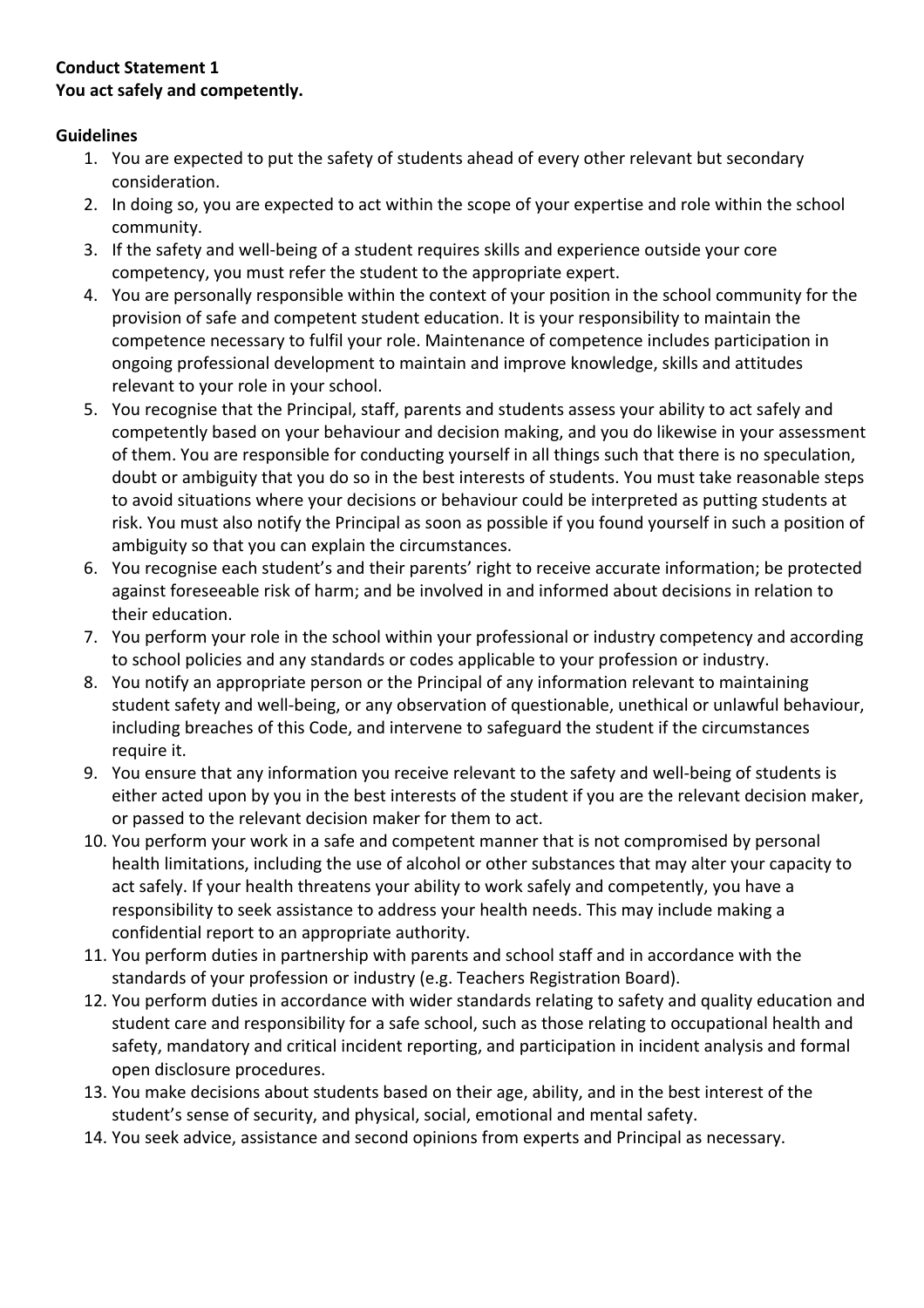**Conduct Statement 1**
**You act safely and competently.**

**Guidelines**

1. You are expected to put the safety of students ahead of every other relevant but secondary consideration.
2. In doing so, you are expected to act within the scope of your expertise and role within the school community.
3. If the safety and well-being of a student requires skills and experience outside your core competency, you must refer the student to the appropriate expert.
4. You are personally responsible within the context of your position in the school community for the provision of safe and competent student education. It is your responsibility to maintain the competence necessary to fulfil your role. Maintenance of competence includes participation in ongoing professional development to maintain and improve knowledge, skills and attitudes relevant to your role in your school.
5. You recognise that the Principal, staff, parents and students assess your ability to act safely and competently based on your behaviour and decision making, and you do likewise in your assessment of them. You are responsible for conducting yourself in all things such that there is no speculation, doubt or ambiguity that you do so in the best interests of students. You must take reasonable steps to avoid situations where your decisions or behaviour could be interpreted as putting students at risk. You must also notify the Principal as soon as possible if you found yourself in such a position of ambiguity so that you can explain the circumstances.
6. You recognise each student's and their parents' right to receive accurate information; be protected against foreseeable risk of harm; and be involved in and informed about decisions in relation to their education.
7. You perform your role in the school within your professional or industry competency and according to school policies and any standards or codes applicable to your profession or industry.
8. You notify an appropriate person or the Principal of any information relevant to maintaining student safety and well-being, or any observation of questionable, unethical or unlawful behaviour, including breaches of this Code, and intervene to safeguard the student if the circumstances require it.
9. You ensure that any information you receive relevant to the safety and well-being of students is either acted upon by you in the best interests of the student if you are the relevant decision maker, or passed to the relevant decision maker for them to act.
10. You perform your work in a safe and competent manner that is not compromised by personal health limitations, including the use of alcohol or other substances that may alter your capacity to act safely. If your health threatens your ability to work safely and competently, you have a responsibility to seek assistance to address your health needs. This may include making a confidential report to an appropriate authority.
11. You perform duties in partnership with parents and school staff and in accordance with the standards of your profession or industry (e.g. Teachers Registration Board).
12. You perform duties in accordance with wider standards relating to safety and quality education and student care and responsibility for a safe school, such as those relating to occupational health and safety, mandatory and critical incident reporting, and participation in incident analysis and formal open disclosure procedures.
13. You make decisions about students based on their age, ability, and in the best interest of the student's sense of security, and physical, social, emotional and mental safety.
14. You seek advice, assistance and second opinions from experts and Principal as necessary.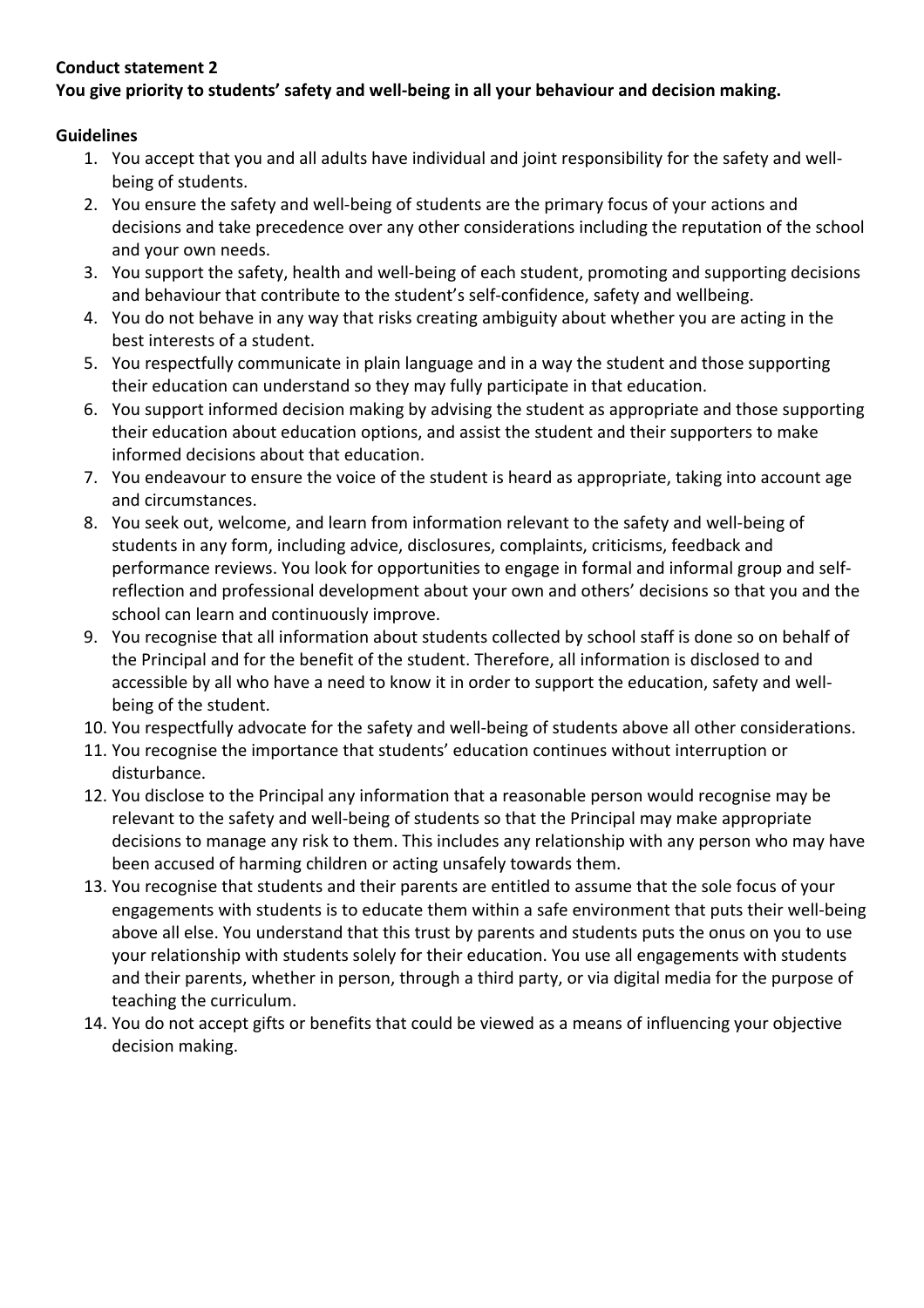**Conduct statement 2**

**You give priority to students' safety and well-being in all your behaviour and decision making.**

**Guidelines**

1. You accept that you and all adults have individual and joint responsibility for the safety and well-being of students.
2. You ensure the safety and well-being of students are the primary focus of your actions and decisions and take precedence over any other considerations including the reputation of the school and your own needs.
3. You support the safety, health and well-being of each student, promoting and supporting decisions and behaviour that contribute to the student's self-confidence, safety and wellbeing.
4. You do not behave in any way that risks creating ambiguity about whether you are acting in the best interests of a student.
5. You respectfully communicate in plain language and in a way the student and those supporting their education can understand so they may fully participate in that education.
6. You support informed decision making by advising the student as appropriate and those supporting their education about education options, and assist the student and their supporters to make informed decisions about that education.
7. You endeavour to ensure the voice of the student is heard as appropriate, taking into account age and circumstances.
8. You seek out, welcome, and learn from information relevant to the safety and well-being of students in any form, including advice, disclosures, complaints, criticisms, feedback and performance reviews. You look for opportunities to engage in formal and informal group and self-reflection and professional development about your own and others' decisions so that you and the school can learn and continuously improve.
9. You recognise that all information about students collected by school staff is done so on behalf of the Principal and for the benefit of the student. Therefore, all information is disclosed to and accessible by all who have a need to know it in order to support the education, safety and well-being of the student.
10. You respectfully advocate for the safety and well-being of students above all other considerations.
11. You recognise the importance that students' education continues without interruption or disturbance.
12. You disclose to the Principal any information that a reasonable person would recognise may be relevant to the safety and well-being of students so that the Principal may make appropriate decisions to manage any risk to them. This includes any relationship with any person who may have been accused of harming children or acting unsafely towards them.
13. You recognise that students and their parents are entitled to assume that the sole focus of your engagements with students is to educate them within a safe environment that puts their well-being above all else. You understand that this trust by parents and students puts the onus on you to use your relationship with students solely for their education. You use all engagements with students and their parents, whether in person, through a third party, or via digital media for the purpose of teaching the curriculum.
14. You do not accept gifts or benefits that could be viewed as a means of influencing your objective decision making.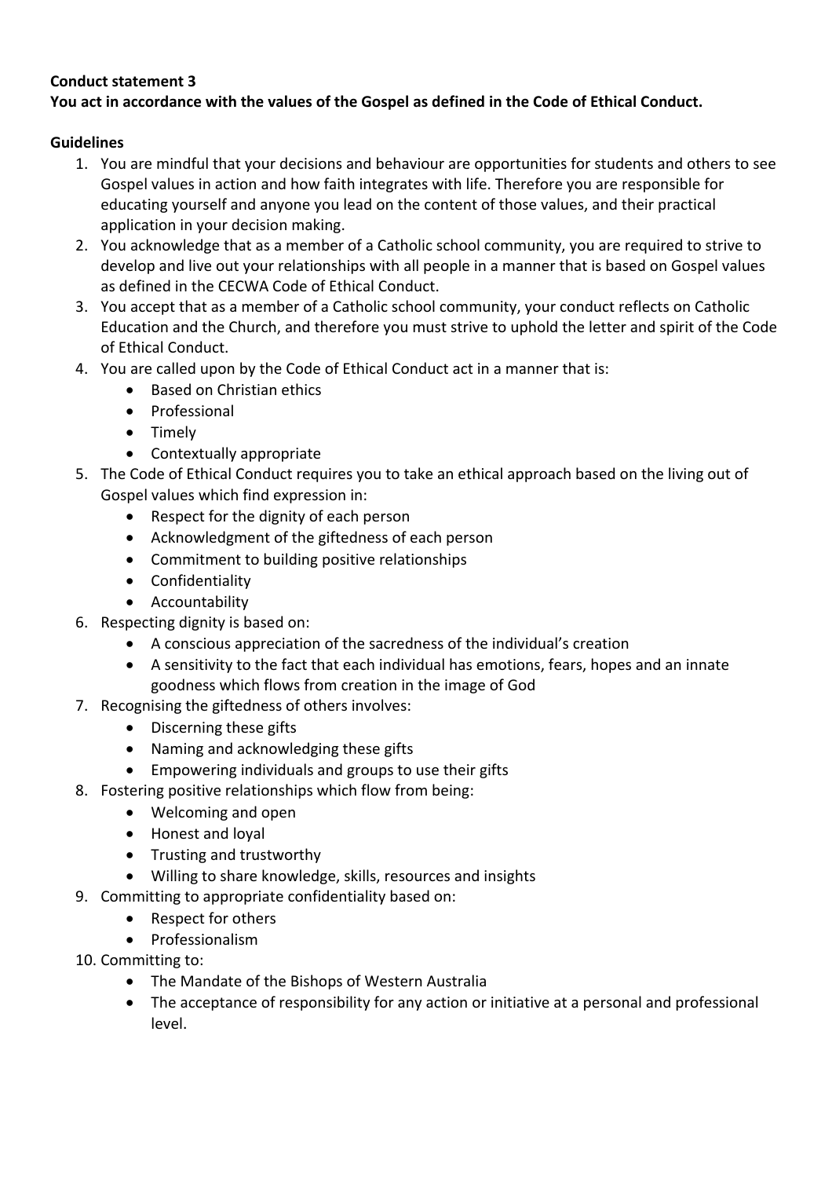**Conduct statement 3**

**You act in accordance with the values of the Gospel as defined in the Code of Ethical Conduct.**

**Guidelines**

1. You are mindful that your decisions and behaviour are opportunities for students and others to see Gospel values in action and how faith integrates with life. Therefore you are responsible for educating yourself and anyone you lead on the content of those values, and their practical application in your decision making.
2. You acknowledge that as a member of a Catholic school community, you are required to strive to develop and live out your relationships with all people in a manner that is based on Gospel values as defined in the CECWA Code of Ethical Conduct.
3. You accept that as a member of a Catholic school community, your conduct reflects on Catholic Education and the Church, and therefore you must strive to uphold the letter and spirit of the Code of Ethical Conduct.
4. You are called upon by the Code of Ethical Conduct act in a manner that is:
    - Based on Christian ethics
    - Professional
    - Timely
    - Contextually appropriate
5. The Code of Ethical Conduct requires you to take an ethical approach based on the living out of Gospel values which find expression in:
    - Respect for the dignity of each person
    - Acknowledgment of the giftedness of each person
    - Commitment to building positive relationships
    - Confidentiality
    - Accountability
6. Respecting dignity is based on:
    - A conscious appreciation of the sacredness of the individual's creation
    - A sensitivity to the fact that each individual has emotions, fears, hopes and an innate goodness which flows from creation in the image of God
7. Recognising the giftedness of others involves:
    - Discerning these gifts
    - Naming and acknowledging these gifts
    - Empowering individuals and groups to use their gifts
8. Fostering positive relationships which flow from being:
    - Welcoming and open
    - Honest and loyal
    - Trusting and trustworthy
    - Willing to share knowledge, skills, resources and insights
9. Committing to appropriate confidentiality based on:
    - Respect for others
    - Professionalism
10. Committing to:
    - The Mandate of the Bishops of Western Australia
    - The acceptance of responsibility for any action or initiative at a personal and professional level.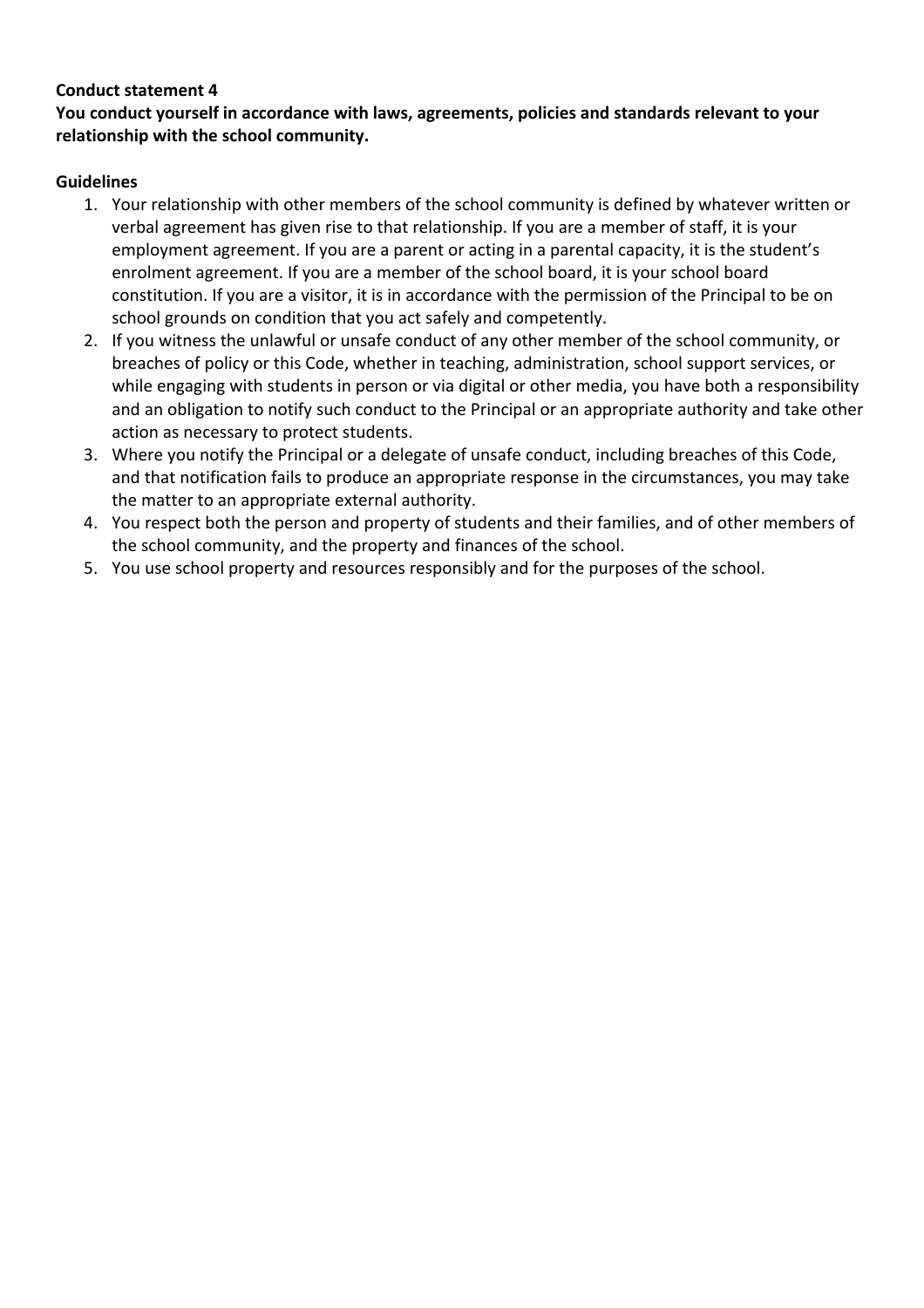**Conduct statement 4**

**You conduct yourself in accordance with laws, agreements, policies and standards relevant to your relationship with the school community.**

**Guidelines**

1. Your relationship with other members of the school community is defined by whatever written or verbal agreement has given rise to that relationship. If you are a member of staff, it is your employment agreement. If you are a parent or acting in a parental capacity, it is the student's enrolment agreement. If you are a member of the school board, it is your school board constitution. If you are a visitor, it is in accordance with the permission of the Principal to be on school grounds on condition that you act safely and competently.
2. If you witness the unlawful or unsafe conduct of any other member of the school community, or breaches of policy or this Code, whether in teaching, administration, school support services, or while engaging with students in person or via digital or other media, you have both a responsibility and an obligation to notify such conduct to the Principal or an appropriate authority and take other action as necessary to protect students.
3. Where you notify the Principal or a delegate of unsafe conduct, including breaches of this Code, and that notification fails to produce an appropriate response in the circumstances, you may take the matter to an appropriate external authority.
4. You respect both the person and property of students and their families, and of other members of the school community, and the property and finances of the school.
5. You use school property and resources responsibly and for the purposes of the school.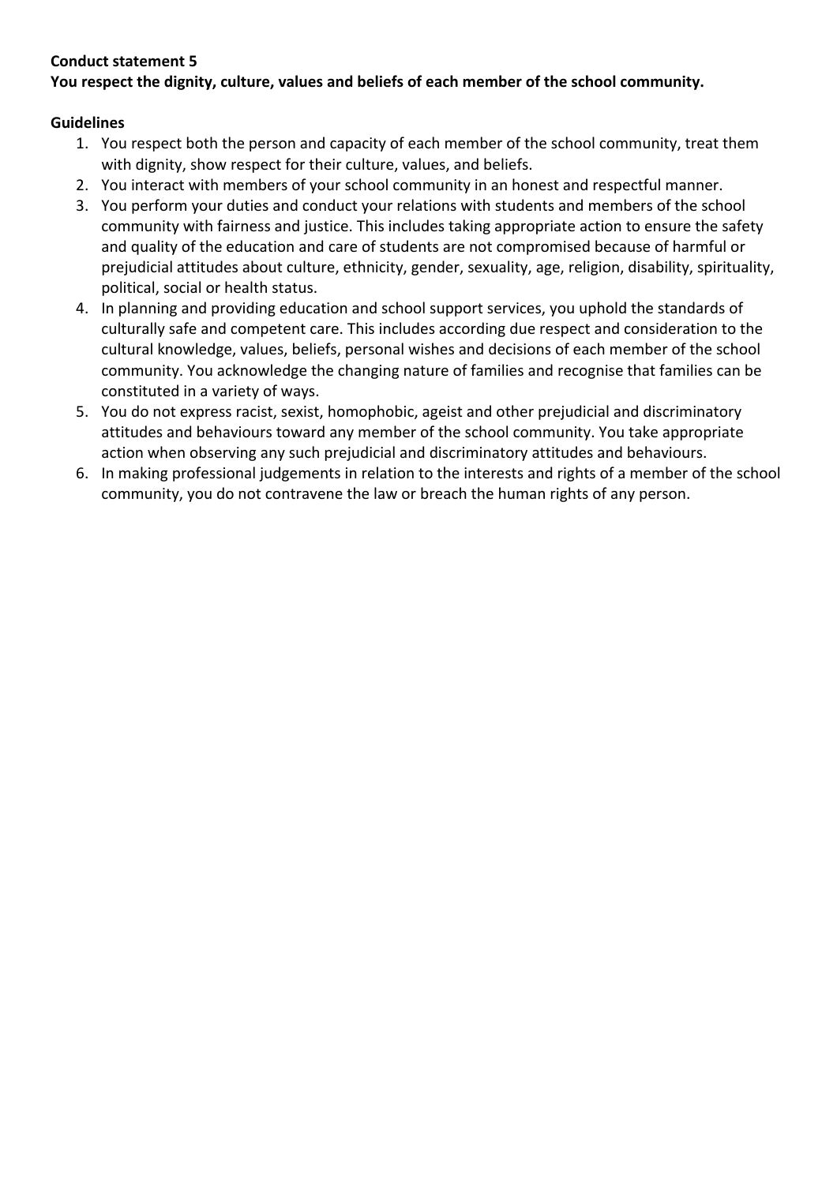**Conduct statement 5**

**You respect the dignity, culture, values and beliefs of each member of the school community.**

**Guidelines**

1. You respect both the person and capacity of each member of the school community, treat them with dignity, show respect for their culture, values, and beliefs.
2. You interact with members of your school community in an honest and respectful manner.
3. You perform your duties and conduct your relations with students and members of the school community with fairness and justice. This includes taking appropriate action to ensure the safety and quality of the education and care of students are not compromised because of harmful or prejudicial attitudes about culture, ethnicity, gender, sexuality, age, religion, disability, spirituality, political, social or health status.
4. In planning and providing education and school support services, you uphold the standards of culturally safe and competent care. This includes according due respect and consideration to the cultural knowledge, values, beliefs, personal wishes and decisions of each member of the school community. You acknowledge the changing nature of families and recognise that families can be constituted in a variety of ways.
5. You do not express racist, sexist, homophobic, ageist and other prejudicial and discriminatory attitudes and behaviours toward any member of the school community. You take appropriate action when observing any such prejudicial and discriminatory attitudes and behaviours.
6. In making professional judgements in relation to the interests and rights of a member of the school community, you do not contravene the law or breach the human rights of any person.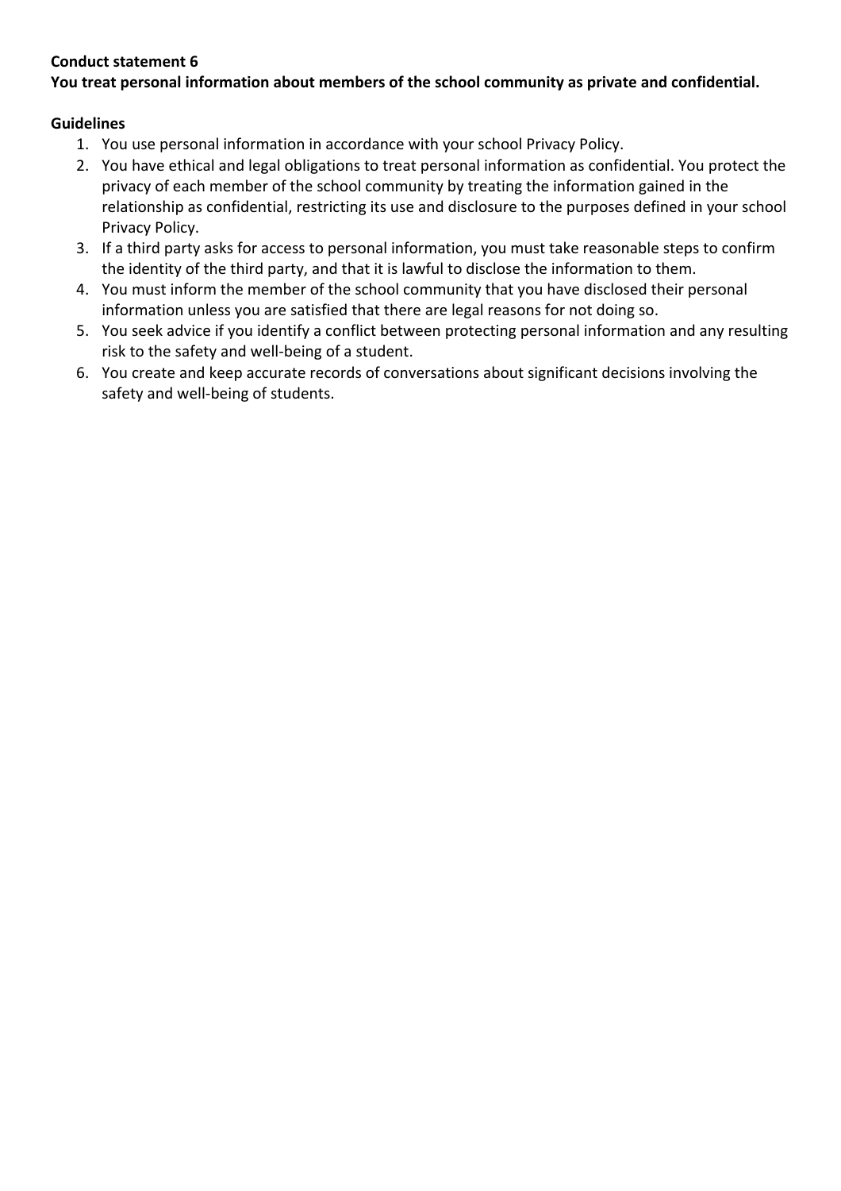**Conduct statement 6**
**You treat personal information about members of the school community as private and confidential.**

**Guidelines**

1. You use personal information in accordance with your school Privacy Policy.
2. You have ethical and legal obligations to treat personal information as confidential. You protect the privacy of each member of the school community by treating the information gained in the relationship as confidential, restricting its use and disclosure to the purposes defined in your school Privacy Policy.
3. If a third party asks for access to personal information, you must take reasonable steps to confirm the identity of the third party, and that it is lawful to disclose the information to them.
4. You must inform the member of the school community that you have disclosed their personal information unless you are satisfied that there are legal reasons for not doing so.
5. You seek advice if you identify a conflict between protecting personal information and any resulting risk to the safety and well-being of a student.
6. You create and keep accurate records of conversations about significant decisions involving the safety and well-being of students.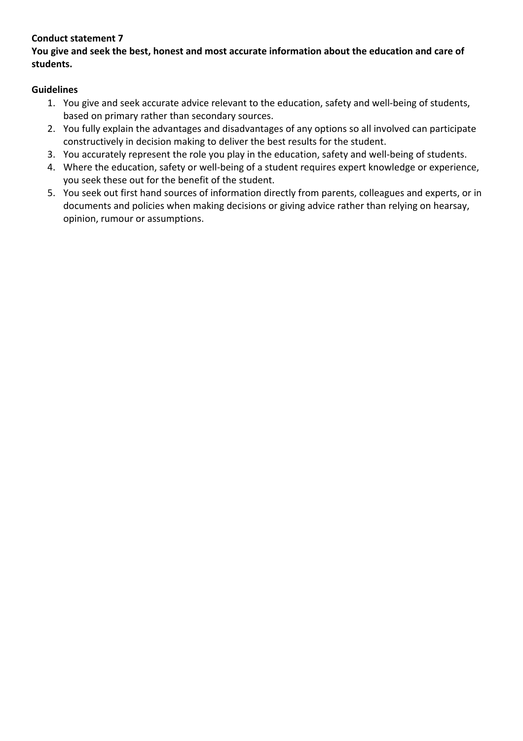**Conduct statement 7**

**You give and seek the best, honest and most accurate information about the education and care of students.**

**Guidelines**

1. You give and seek accurate advice relevant to the education, safety and well-being of students, based on primary rather than secondary sources.
2. You fully explain the advantages and disadvantages of any options so all involved can participate constructively in decision making to deliver the best results for the student.
3. You accurately represent the role you play in the education, safety and well-being of students.
4. Where the education, safety or well-being of a student requires expert knowledge or experience, you seek these out for the benefit of the student.
5. You seek out first hand sources of information directly from parents, colleagues and experts, or in documents and policies when making decisions or giving advice rather than relying on hearsay, opinion, rumour or assumptions.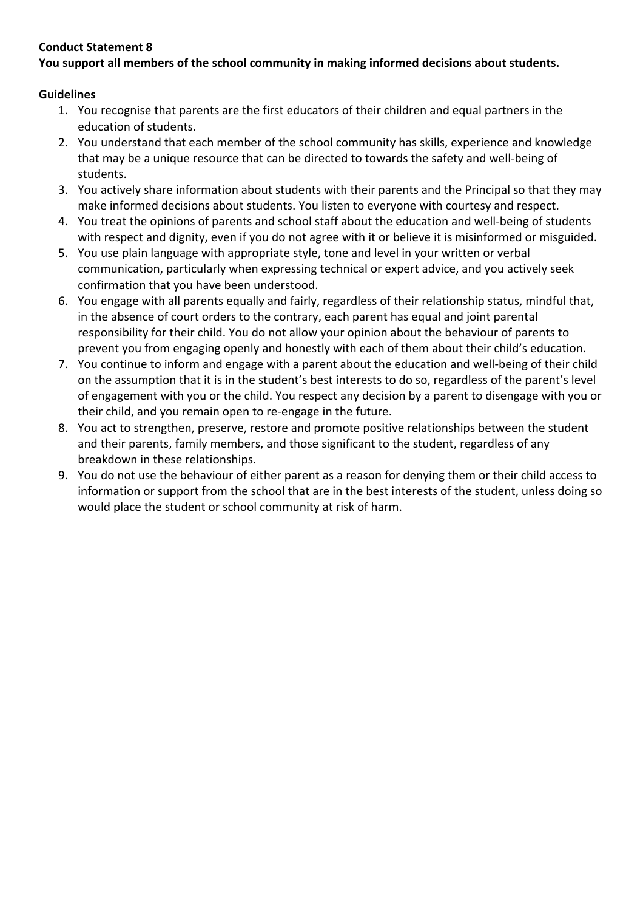**Conduct Statement 8**

**You support all members of the school community in making informed decisions about students.**

**Guidelines**

1. You recognise that parents are the first educators of their children and equal partners in the education of students.
2. You understand that each member of the school community has skills, experience and knowledge that may be a unique resource that can be directed to towards the safety and well-being of students.
3. You actively share information about students with their parents and the Principal so that they may make informed decisions about students. You listen to everyone with courtesy and respect.
4. You treat the opinions of parents and school staff about the education and well-being of students with respect and dignity, even if you do not agree with it or believe it is misinformed or misguided.
5. You use plain language with appropriate style, tone and level in your written or verbal communication, particularly when expressing technical or expert advice, and you actively seek confirmation that you have been understood.
6. You engage with all parents equally and fairly, regardless of their relationship status, mindful that, in the absence of court orders to the contrary, each parent has equal and joint parental responsibility for their child. You do not allow your opinion about the behaviour of parents to prevent you from engaging openly and honestly with each of them about their child's education.
7. You continue to inform and engage with a parent about the education and well-being of their child on the assumption that it is in the student's best interests to do so, regardless of the parent's level of engagement with you or the child. You respect any decision by a parent to disengage with you or their child, and you remain open to re-engage in the future.
8. You act to strengthen, preserve, restore and promote positive relationships between the student and their parents, family members, and those significant to the student, regardless of any breakdown in these relationships.
9. You do not use the behaviour of either parent as a reason for denying them or their child access to information or support from the school that are in the best interests of the student, unless doing so would place the student or school community at risk of harm.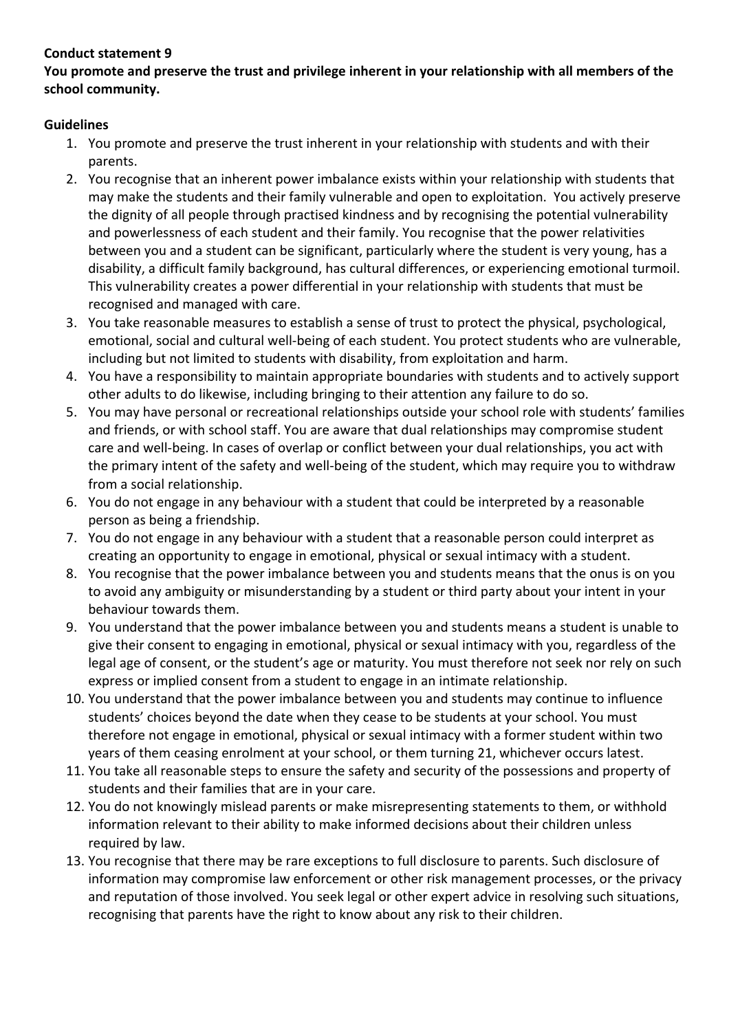**Conduct statement 9**

**You promote and preserve the trust and privilege inherent in your relationship with all members of the school community.**

**Guidelines**

1. You promote and preserve the trust inherent in your relationship with students and with their parents.
2. You recognise that an inherent power imbalance exists within your relationship with students that may make the students and their family vulnerable and open to exploitation. You actively preserve the dignity of all people through practised kindness and by recognising the potential vulnerability and powerlessness of each student and their family. You recognise that the power relativities between you and a student can be significant, particularly where the student is very young, has a disability, a difficult family background, has cultural differences, or experiencing emotional turmoil. This vulnerability creates a power differential in your relationship with students that must be recognised and managed with care.
3. You take reasonable measures to establish a sense of trust to protect the physical, psychological, emotional, social and cultural well-being of each student. You protect students who are vulnerable, including but not limited to students with disability, from exploitation and harm.
4. You have a responsibility to maintain appropriate boundaries with students and to actively support other adults to do likewise, including bringing to their attention any failure to do so.
5. You may have personal or recreational relationships outside your school role with students' families and friends, or with school staff. You are aware that dual relationships may compromise student care and well-being. In cases of overlap or conflict between your dual relationships, you act with the primary intent of the safety and well-being of the student, which may require you to withdraw from a social relationship.
6. You do not engage in any behaviour with a student that could be interpreted by a reasonable person as being a friendship.
7. You do not engage in any behaviour with a student that a reasonable person could interpret as creating an opportunity to engage in emotional, physical or sexual intimacy with a student.
8. You recognise that the power imbalance between you and students means that the onus is on you to avoid any ambiguity or misunderstanding by a student or third party about your intent in your behaviour towards them.
9. You understand that the power imbalance between you and students means a student is unable to give their consent to engaging in emotional, physical or sexual intimacy with you, regardless of the legal age of consent, or the student's age or maturity. You must therefore not seek nor rely on such express or implied consent from a student to engage in an intimate relationship.
10. You understand that the power imbalance between you and students may continue to influence students' choices beyond the date when they cease to be students at your school. You must therefore not engage in emotional, physical or sexual intimacy with a former student within two years of them ceasing enrolment at your school, or them turning 21, whichever occurs latest.
11. You take all reasonable steps to ensure the safety and security of the possessions and property of students and their families that are in your care.
12. You do not knowingly mislead parents or make misrepresenting statements to them, or withhold information relevant to their ability to make informed decisions about their children unless required by law.
13. You recognise that there may be rare exceptions to full disclosure to parents. Such disclosure of information may compromise law enforcement or other risk management processes, or the privacy and reputation of those involved. You seek legal or other expert advice in resolving such situations, recognising that parents have the right to know about any risk to their children.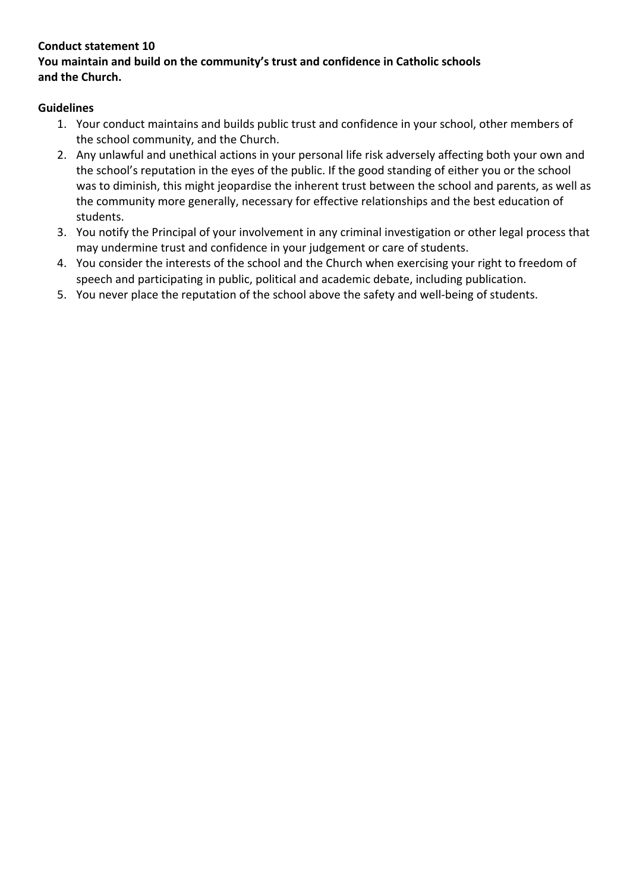**Conduct statement 10**
**You maintain and build on the community's trust and confidence in Catholic schools and the Church.**

**Guidelines**

1. Your conduct maintains and builds public trust and confidence in your school, other members of the school community, and the Church.
2. Any unlawful and unethical actions in your personal life risk adversely affecting both your own and the school's reputation in the eyes of the public. If the good standing of either you or the school was to diminish, this might jeopardise the inherent trust between the school and parents, as well as the community more generally, necessary for effective relationships and the best education of students.
3. You notify the Principal of your involvement in any criminal investigation or other legal process that may undermine trust and confidence in your judgement or care of students.
4. You consider the interests of the school and the Church when exercising your right to freedom of speech and participating in public, political and academic debate, including publication.
5. You never place the reputation of the school above the safety and well-being of students.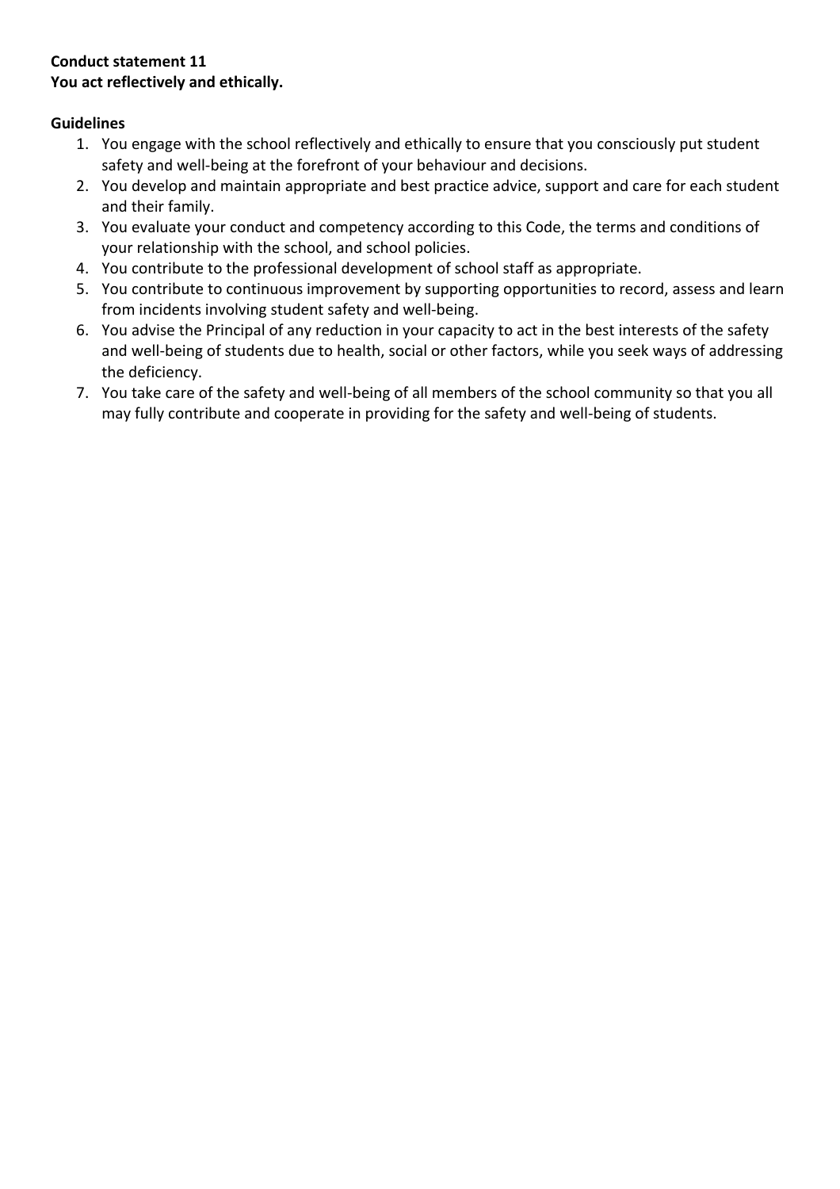**Conduct statement 11**
**You act reflectively and ethically.**

**Guidelines**

1. You engage with the school reflectively and ethically to ensure that you consciously put student safety and well-being at the forefront of your behaviour and decisions.
2. You develop and maintain appropriate and best practice advice, support and care for each student and their family.
3. You evaluate your conduct and competency according to this Code, the terms and conditions of your relationship with the school, and school policies.
4. You contribute to the professional development of school staff as appropriate.
5. You contribute to continuous improvement by supporting opportunities to record, assess and learn from incidents involving student safety and well-being.
6. You advise the Principal of any reduction in your capacity to act in the best interests of the safety and well-being of students due to health, social or other factors, while you seek ways of addressing the deficiency.
7. You take care of the safety and well-being of all members of the school community so that you all may fully contribute and cooperate in providing for the safety and well-being of students.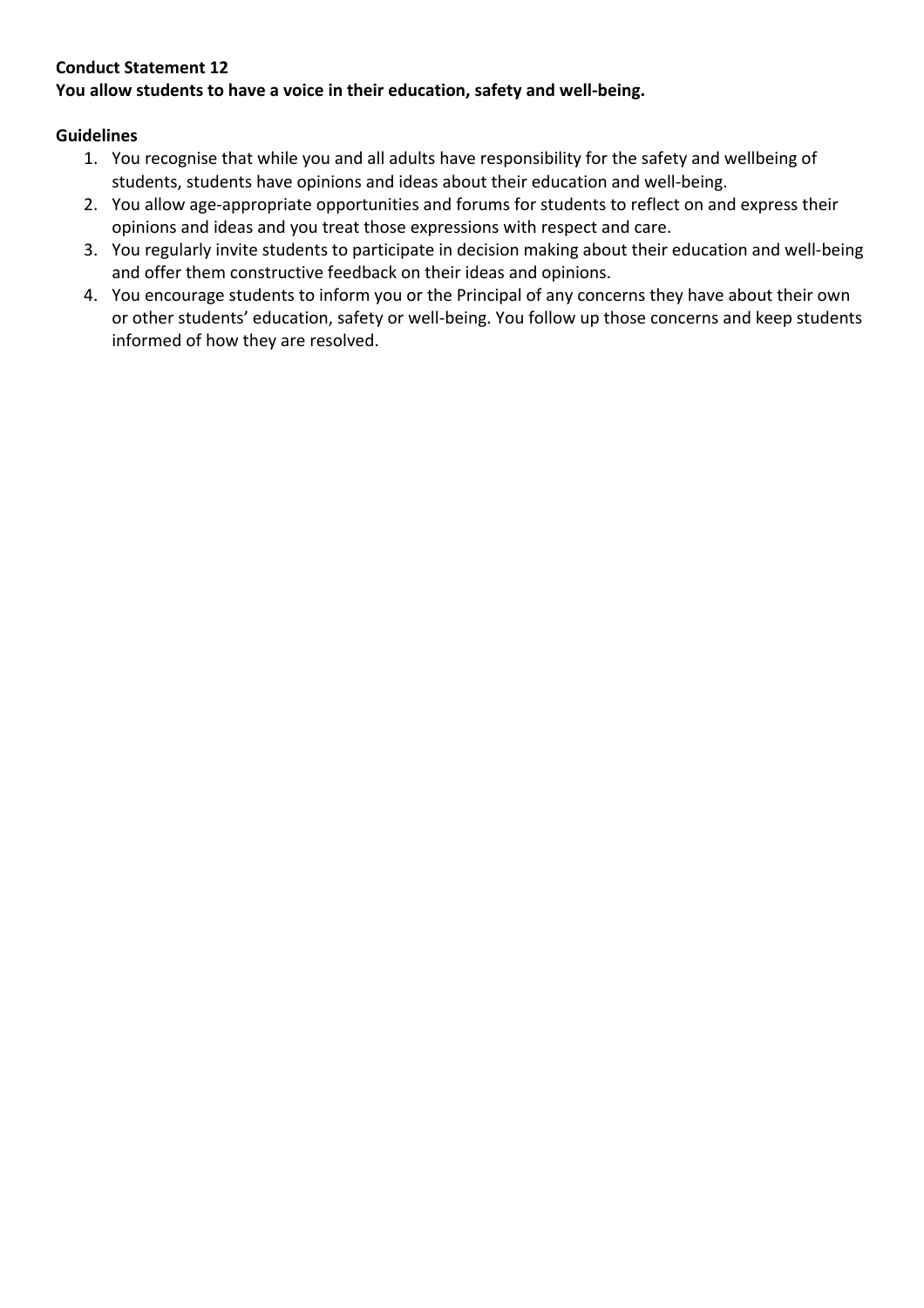**Conduct Statement 12**
**You allow students to have a voice in their education, safety and well-being.**

**Guidelines**

1. You recognise that while you and all adults have responsibility for the safety and wellbeing of students, students have opinions and ideas about their education and well-being.
2. You allow age-appropriate opportunities and forums for students to reflect on and express their opinions and ideas and you treat those expressions with respect and care.
3. You regularly invite students to participate in decision making about their education and well-being and offer them constructive feedback on their ideas and opinions.
4. You encourage students to inform you or the Principal of any concerns they have about their own or other students' education, safety or well-being. You follow up those concerns and keep students informed of how they are resolved.